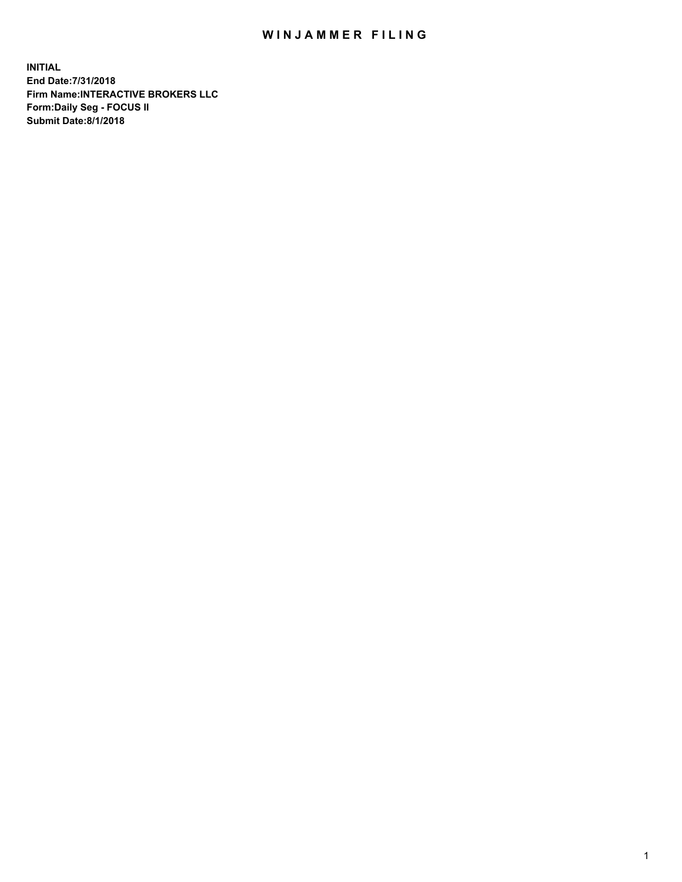# WINJAMMER FILING

**INITIAL**
**End Date:7/31/2018**
**Firm Name:INTERACTIVE BROKERS LLC**
**Form:Daily Seg - FOCUS II**
**Submit Date:8/1/2018**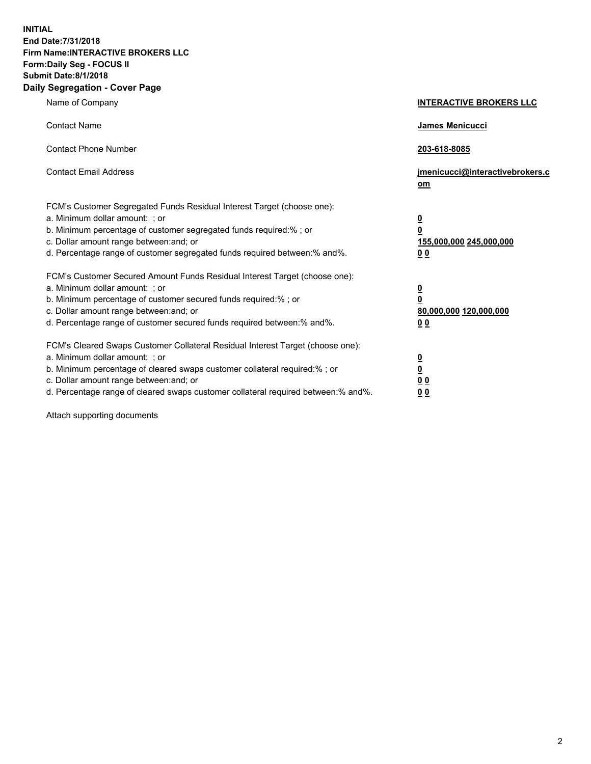**INITIAL**
**End Date:7/31/2018**
**Firm Name:INTERACTIVE BROKERS LLC**
**Form:Daily Seg - FOCUS II**
**Submit Date:8/1/2018**
**Daily Segregation - Cover Page**

| | |
|---|---|
| Name of Company | **INTERACTIVE BROKERS LLC** |
| Contact Name | **James Menicucci** |
| Contact Phone Number | **203-618-8085** |
| Contact Email Address | **jmenicucci@interactivebrokers.com** |
| FCM's Customer Segregated Funds Residual Interest Target (choose one): | |
| a. Minimum dollar amount: ; or | **0** |
| b. Minimum percentage of customer segregated funds required:% ; or | **0** |
| c. Dollar amount range between:and; or | **155,000,000 245,000,000** |
| d. Percentage range of customer segregated funds required between:% and%. | **0 0** |
| FCM's Customer Secured Amount Funds Residual Interest Target (choose one): | |
| a. Minimum dollar amount: ; or | **0** |
| b. Minimum percentage of customer secured funds required:% ; or | **0** |
| c. Dollar amount range between:and; or | **80,000,000 120,000,000** |
| d. Percentage range of customer secured funds required between:% and%. | **0 0** |
| FCM's Cleared Swaps Customer Collateral Residual Interest Target (choose one): | |
| a. Minimum dollar amount: ; or | **0** |
| b. Minimum percentage of cleared swaps customer collateral required:% ; or | **0** |
| c. Dollar amount range between:and; or | **0 0** |
| d. Percentage range of cleared swaps customer collateral required between:% and%. | **0 0** |

Attach supporting documents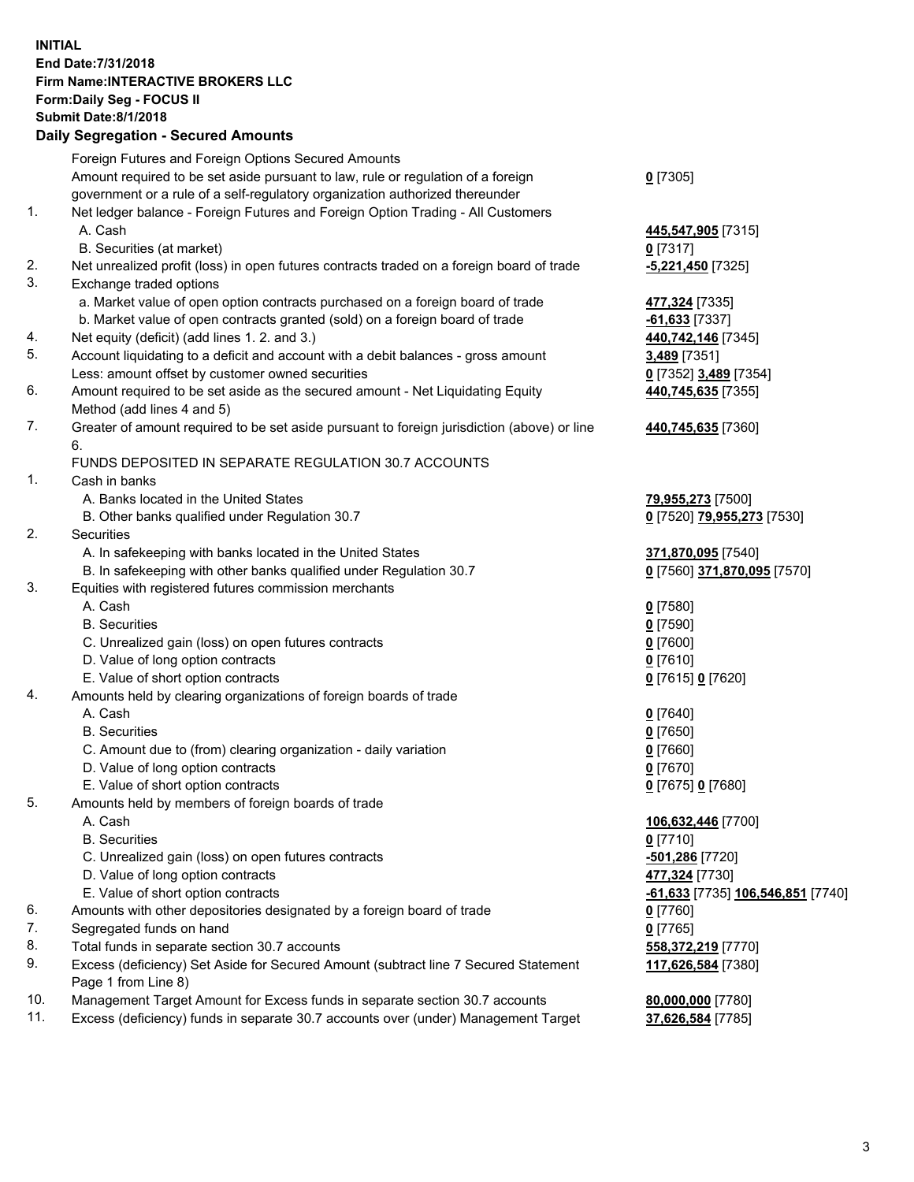**INITIAL**
**End Date:7/31/2018**
**Firm Name:INTERACTIVE BROKERS LLC**
**Form:Daily Seg - FOCUS II**
**Submit Date:8/1/2018**

**Daily Segregation - Secured Amounts**

| | | |
|---|---|---|
| | Foreign Futures and Foreign Options Secured Amounts | |
| | Amount required to be set aside pursuant to law, rule or regulation of a foreign government or a rule of a self-regulatory organization authorized thereunder | **0** [7305] |
| 1. | Net ledger balance - Foreign Futures and Foreign Option Trading - All Customers | |
| | A. Cash | **445,547,905** [7315] |
| | B. Securities (at market) | **0** [7317] |
| 2. | Net unrealized profit (loss) in open futures contracts traded on a foreign board of trade | **-5,221,450** [7325] |
| 3. | Exchange traded options | |
| | a. Market value of open option contracts purchased on a foreign board of trade | **477,324** [7335] |
| | b. Market value of open contracts granted (sold) on a foreign board of trade | **-61,633** [7337] |
| 4. | Net equity (deficit) (add lines 1. 2. and 3.) | **440,742,146** [7345] |
| 5. | Account liquidating to a deficit and account with a debit balances - gross amount | **3,489** [7351] |
| | Less: amount offset by customer owned securities | **0** [7352] **3,489** [7354] |
| 6. | Amount required to be set aside as the secured amount - Net Liquidating Equity Method (add lines 4 and 5) | **440,745,635** [7355] |
| 7. | Greater of amount required to be set aside pursuant to foreign jurisdiction (above) or line 6. | **440,745,635** [7360] |
| | FUNDS DEPOSITED IN SEPARATE REGULATION 30.7 ACCOUNTS | |
| 1. | Cash in banks | |
| | A. Banks located in the United States | **79,955,273** [7500] |
| | B. Other banks qualified under Regulation 30.7 | **0** [7520] **79,955,273** [7530] |
| 2. | Securities | |
| | A. In safekeeping with banks located in the United States | **371,870,095** [7540] |
| | B. In safekeeping with other banks qualified under Regulation 30.7 | **0** [7560] **371,870,095** [7570] |
| 3. | Equities with registered futures commission merchants | |
| | A. Cash | **0** [7580] |
| | B. Securities | **0** [7590] |
| | C. Unrealized gain (loss) on open futures contracts | **0** [7600] |
| | D. Value of long option contracts | **0** [7610] |
| | E. Value of short option contracts | **0** [7615] **0** [7620] |
| 4. | Amounts held by clearing organizations of foreign boards of trade | |
| | A. Cash | **0** [7640] |
| | B. Securities | **0** [7650] |
| | C. Amount due to (from) clearing organization - daily variation | **0** [7660] |
| | D. Value of long option contracts | **0** [7670] |
| | E. Value of short option contracts | **0** [7675] **0** [7680] |
| 5. | Amounts held by members of foreign boards of trade | |
| | A. Cash | **106,632,446** [7700] |
| | B. Securities | **0** [7710] |
| | C. Unrealized gain (loss) on open futures contracts | **-501,286** [7720] |
| | D. Value of long option contracts | **477,324** [7730] |
| | E. Value of short option contracts | **-61,633** [7735] **106,546,851** [7740] |
| 6. | Amounts with other depositories designated by a foreign board of trade | **0** [7760] |
| 7. | Segregated funds on hand | **0** [7765] |
| 8. | Total funds in separate section 30.7 accounts | **558,372,219** [7770] |
| 9. | Excess (deficiency) Set Aside for Secured Amount (subtract line 7 Secured Statement Page 1 from Line 8) | **117,626,584** [7380] |
| 10. | Management Target Amount for Excess funds in separate section 30.7 accounts | **80,000,000** [7780] |
| 11. | Excess (deficiency) funds in separate 30.7 accounts over (under) Management Target | **37,626,584** [7785] |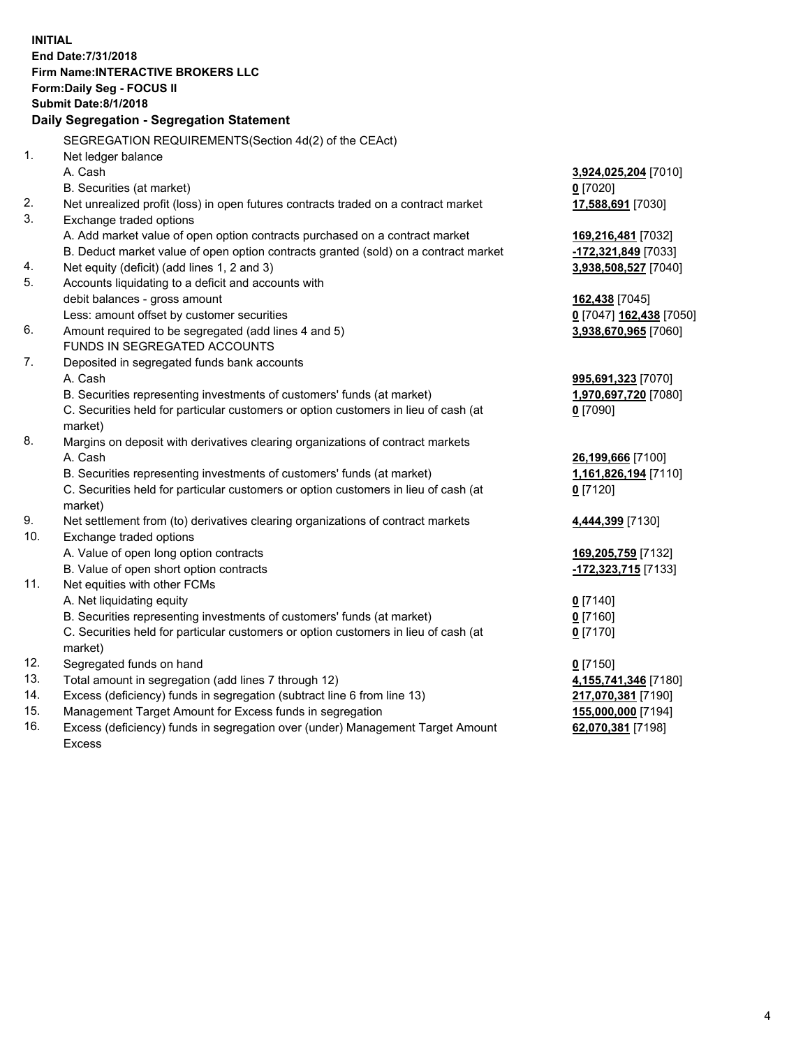**INITIAL**
**End Date:7/31/2018**
**Firm Name:INTERACTIVE BROKERS LLC**
**Form:Daily Seg - FOCUS II**
**Submit Date:8/1/2018**

## Daily Segregation - Segregation Statement

SEGREGATION REQUIREMENTS(Section 4d(2) of the CEAct)

| | | |
|---|---|---|
| 1. | Net ledger balance | |
| | A. Cash | **3,924,025,204** [7010] |
| | B. Securities (at market) | **0** [7020] |
| 2. | Net unrealized profit (loss) in open futures contracts traded on a contract market | **17,588,691** [7030] |
| 3. | Exchange traded options | |
| | A. Add market value of open option contracts purchased on a contract market | **169,216,481** [7032] |
| | B. Deduct market value of open option contracts granted (sold) on a contract market | **-172,321,849** [7033] |
| 4. | Net equity (deficit) (add lines 1, 2 and 3) | **3,938,508,527** [7040] |
| 5. | Accounts liquidating to a deficit and accounts with debit balances - gross amount | **162,438** [7045] |
| | Less: amount offset by customer securities | **0** [7047] **162,438** [7050] |
| 6. | Amount required to be segregated (add lines 4 and 5) | **3,938,670,965** [7060] |
| | FUNDS IN SEGREGATED ACCOUNTS | |
| 7. | Deposited in segregated funds bank accounts | |
| | A. Cash | **995,691,323** [7070] |
| | B. Securities representing investments of customers' funds (at market) | **1,970,697,720** [7080] |
| | C. Securities held for particular customers or option customers in lieu of cash (at market) | **0** [7090] |
| 8. | Margins on deposit with derivatives clearing organizations of contract markets | |
| | A. Cash | **26,199,666** [7100] |
| | B. Securities representing investments of customers' funds (at market) | **1,161,826,194** [7110] |
| | C. Securities held for particular customers or option customers in lieu of cash (at market) | **0** [7120] |
| 9. | Net settlement from (to) derivatives clearing organizations of contract markets | **4,444,399** [7130] |
| 10. | Exchange traded options | |
| | A. Value of open long option contracts | **169,205,759** [7132] |
| | B. Value of open short option contracts | **-172,323,715** [7133] |
| 11. | Net equities with other FCMs | |
| | A. Net liquidating equity | **0** [7140] |
| | B. Securities representing investments of customers' funds (at market) | **0** [7160] |
| | C. Securities held for particular customers or option customers in lieu of cash (at market) | **0** [7170] |
| 12. | Segregated funds on hand | **0** [7150] |
| 13. | Total amount in segregation (add lines 7 through 12) | **4,155,741,346** [7180] |
| 14. | Excess (deficiency) funds in segregation (subtract line 6 from line 13) | **217,070,381** [7190] |
| 15. | Management Target Amount for Excess funds in segregation | **155,000,000** [7194] |
| 16. | Excess (deficiency) funds in segregation over (under) Management Target Amount Excess | **62,070,381** [7198] |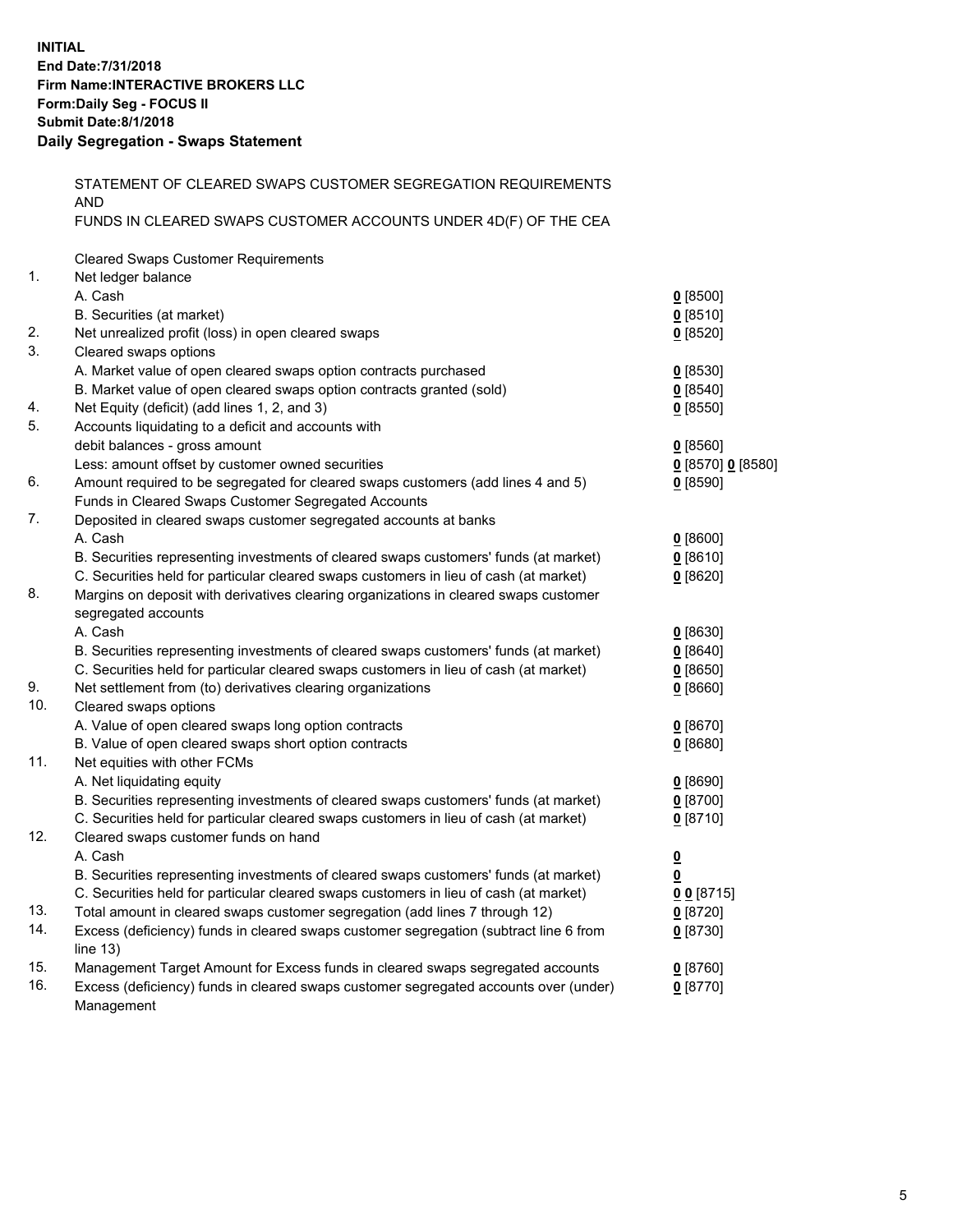**INITIAL**
**End Date:7/31/2018**
**Firm Name:INTERACTIVE BROKERS LLC**
**Form:Daily Seg - FOCUS II**
**Submit Date:8/1/2018**
**Daily Segregation - Swaps Statement**

STATEMENT OF CLEARED SWAPS CUSTOMER SEGREGATION REQUIREMENTS
AND
FUNDS IN CLEARED SWAPS CUSTOMER ACCOUNTS UNDER 4D(F) OF THE CEA

| | | |
|---|---|---|
| | Cleared Swaps Customer Requirements | |
| 1. | Net ledger balance | |
| | A. Cash | 0 [8500] |
| | B. Securities (at market) | 0 [8510] |
| 2. | Net unrealized profit (loss) in open cleared swaps | 0 [8520] |
| 3. | Cleared swaps options | |
| | A. Market value of open cleared swaps option contracts purchased | 0 [8530] |
| | B. Market value of open cleared swaps option contracts granted (sold) | 0 [8540] |
| 4. | Net Equity (deficit) (add lines 1, 2, and 3) | 0 [8550] |
| 5. | Accounts liquidating to a deficit and accounts with | |
| | debit balances - gross amount | 0 [8560] |
| | Less: amount offset by customer owned securities | 0 [8570] 0 [8580] |
| 6. | Amount required to be segregated for cleared swaps customers (add lines 4 and 5) | 0 [8590] |
| | Funds in Cleared Swaps Customer Segregated Accounts | |
| 7. | Deposited in cleared swaps customer segregated accounts at banks | |
| | A. Cash | 0 [8600] |
| | B. Securities representing investments of cleared swaps customers' funds (at market) | 0 [8610] |
| | C. Securities held for particular cleared swaps customers in lieu of cash (at market) | 0 [8620] |
| 8. | Margins on deposit with derivatives clearing organizations in cleared swaps customer segregated accounts | |
| | A. Cash | 0 [8630] |
| | B. Securities representing investments of cleared swaps customers' funds (at market) | 0 [8640] |
| | C. Securities held for particular cleared swaps customers in lieu of cash (at market) | 0 [8650] |
| 9. | Net settlement from (to) derivatives clearing organizations | 0 [8660] |
| 10. | Cleared swaps options | |
| | A. Value of open cleared swaps long option contracts | 0 [8670] |
| | B. Value of open cleared swaps short option contracts | 0 [8680] |
| 11. | Net equities with other FCMs | |
| | A. Net liquidating equity | 0 [8690] |
| | B. Securities representing investments of cleared swaps customers' funds (at market) | 0 [8700] |
| | C. Securities held for particular cleared swaps customers in lieu of cash (at market) | 0 [8710] |
| 12. | Cleared swaps customer funds on hand | |
| | A. Cash | 0 |
| | B. Securities representing investments of cleared swaps customers' funds (at market) | 0 |
| | C. Securities held for particular cleared swaps customers in lieu of cash (at market) | 0 0 [8715] |
| 13. | Total amount in cleared swaps customer segregation (add lines 7 through 12) | 0 [8720] |
| 14. | Excess (deficiency) funds in cleared swaps customer segregation (subtract line 6 from line 13) | 0 [8730] |
| 15. | Management Target Amount for Excess funds in cleared swaps segregated accounts | 0 [8760] |
| 16. | Excess (deficiency) funds in cleared swaps customer segregated accounts over (under) Management | 0 [8770] |